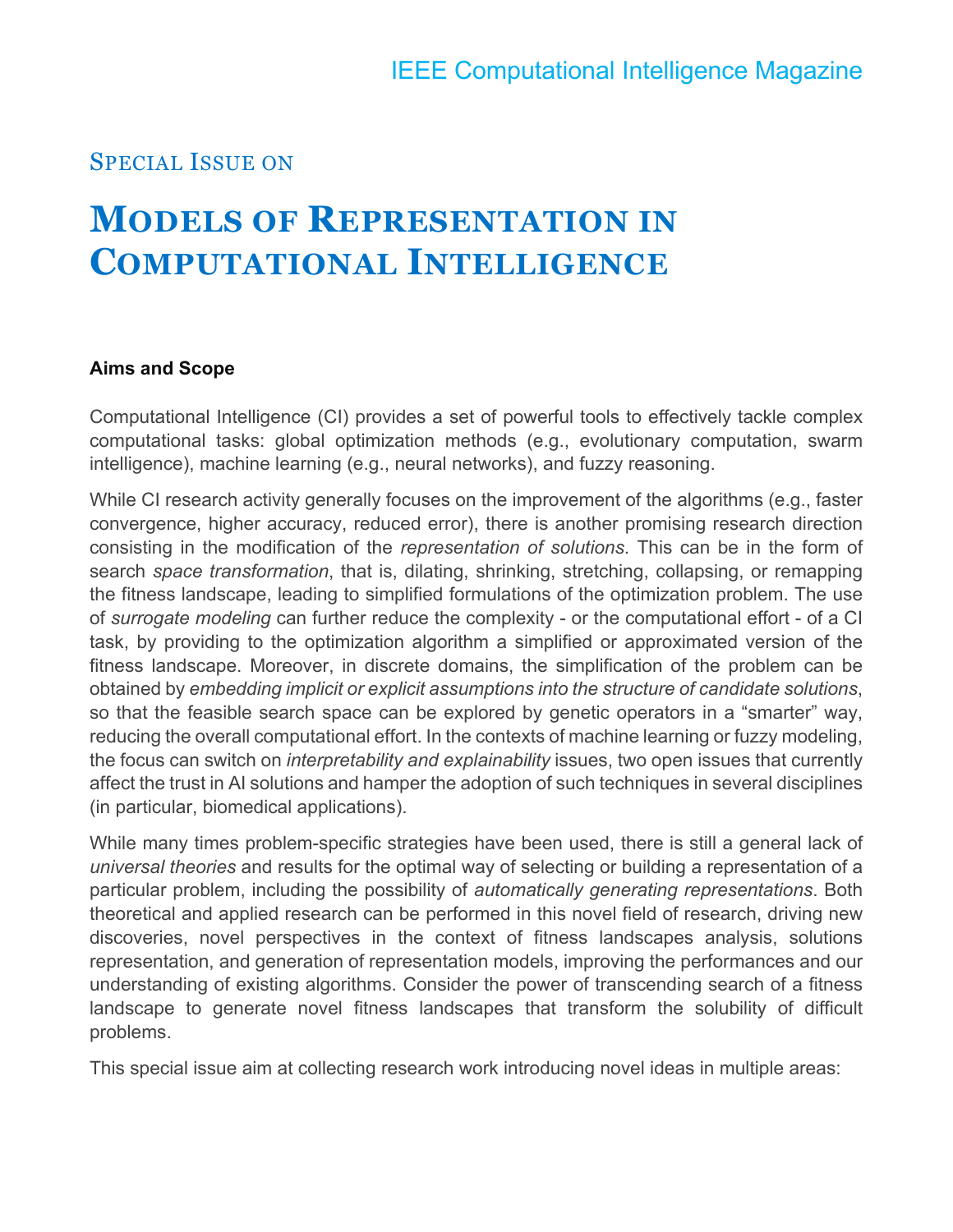IEEE Computational Intelligence Magazine

## Special Issue on

# Models of Representation in Computational Intelligence

**Aims and Scope**

Computational Intelligence (CI) provides a set of powerful tools to effectively tackle complex computational tasks: global optimization methods (e.g., evolutionary computation, swarm intelligence), machine learning (e.g., neural networks), and fuzzy reasoning.

While CI research activity generally focuses on the improvement of the algorithms (e.g., faster convergence, higher accuracy, reduced error), there is another promising research direction consisting in the modification of the *representation of solutions*. This can be in the form of search *space transformation*, that is, dilating, shrinking, stretching, collapsing, or remapping the fitness landscape, leading to simplified formulations of the optimization problem. The use of *surrogate modeling* can further reduce the complexity - or the computational effort - of a CI task, by providing to the optimization algorithm a simplified or approximated version of the fitness landscape. Moreover, in discrete domains, the simplification of the problem can be obtained by *embedding implicit or explicit assumptions into the structure of candidate solutions*, so that the feasible search space can be explored by genetic operators in a "smarter" way, reducing the overall computational effort. In the contexts of machine learning or fuzzy modeling, the focus can switch on *interpretability and explainability* issues, two open issues that currently affect the trust in AI solutions and hamper the adoption of such techniques in several disciplines (in particular, biomedical applications).

While many times problem-specific strategies have been used, there is still a general lack of *universal theories* and results for the optimal way of selecting or building a representation of a particular problem, including the possibility of *automatically generating representations*. Both theoretical and applied research can be performed in this novel field of research, driving new discoveries, novel perspectives in the context of fitness landscapes analysis, solutions representation, and generation of representation models, improving the performances and our understanding of existing algorithms. Consider the power of transcending search of a fitness landscape to generate novel fitness landscapes that transform the solubility of difficult problems.

This special issue aim at collecting research work introducing novel ideas in multiple areas: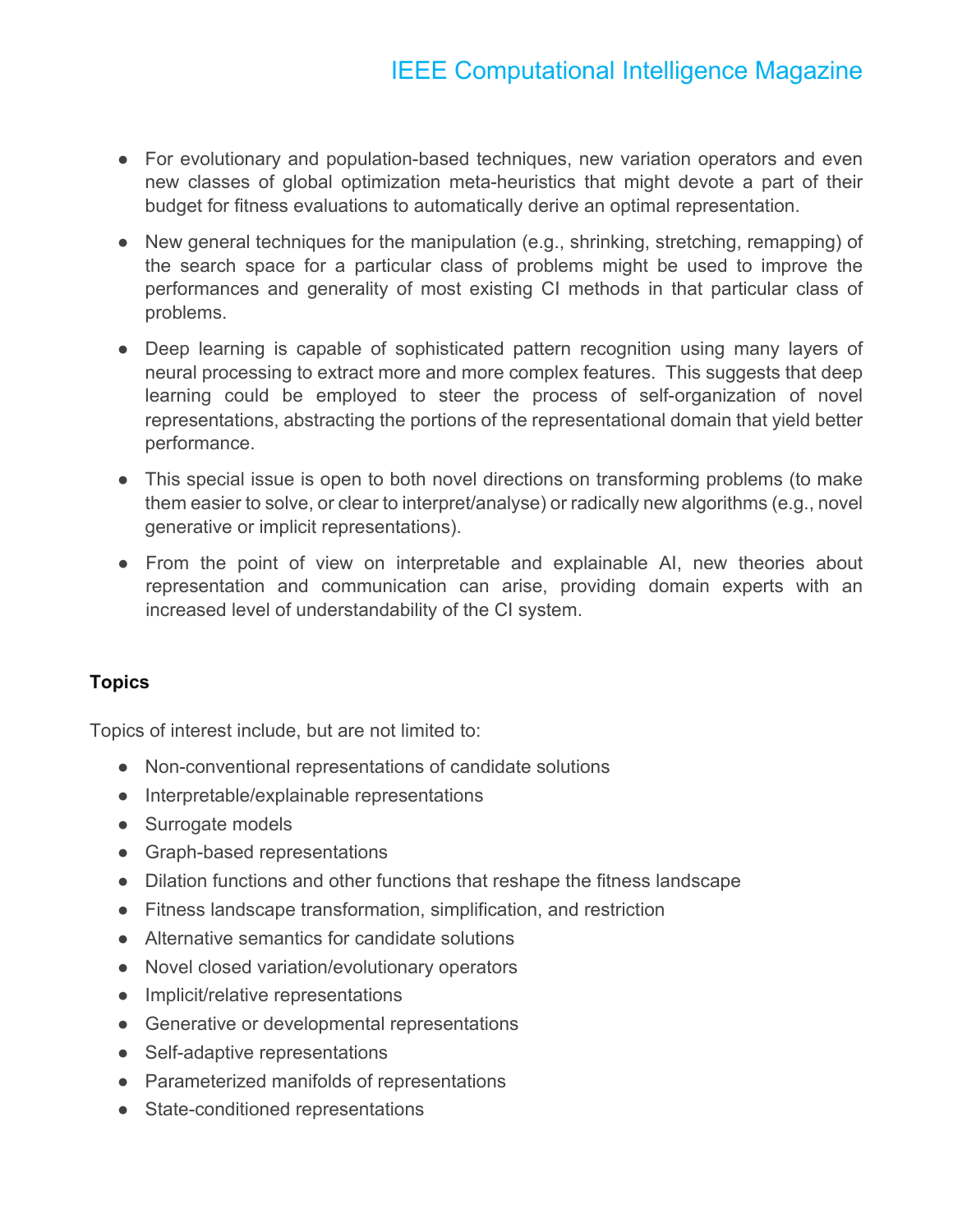- For evolutionary and population-based techniques, new variation operators and even new classes of global optimization meta-heuristics that might devote a part of their budget for fitness evaluations to automatically derive an optimal representation.
- New general techniques for the manipulation (e.g., shrinking, stretching, remapping) of the search space for a particular class of problems might be used to improve the performances and generality of most existing CI methods in that particular class of problems.
- Deep learning is capable of sophisticated pattern recognition using many layers of neural processing to extract more and more complex features. This suggests that deep learning could be employed to steer the process of self-organization of novel representations, abstracting the portions of the representational domain that yield better performance.
- This special issue is open to both novel directions on transforming problems (to make them easier to solve, or clear to interpret/analyse) or radically new algorithms (e.g., novel generative or implicit representations).
- From the point of view on interpretable and explainable AI, new theories about representation and communication can arise, providing domain experts with an increased level of understandability of the CI system.

**Topics**

Topics of interest include, but are not limited to:

- Non-conventional representations of candidate solutions
- Interpretable/explainable representations
- Surrogate models
- Graph-based representations
- Dilation functions and other functions that reshape the fitness landscape
- Fitness landscape transformation, simplification, and restriction
- Alternative semantics for candidate solutions
- Novel closed variation/evolutionary operators
- Implicit/relative representations
- Generative or developmental representations
- Self-adaptive representations
- Parameterized manifolds of representations
- State-conditioned representations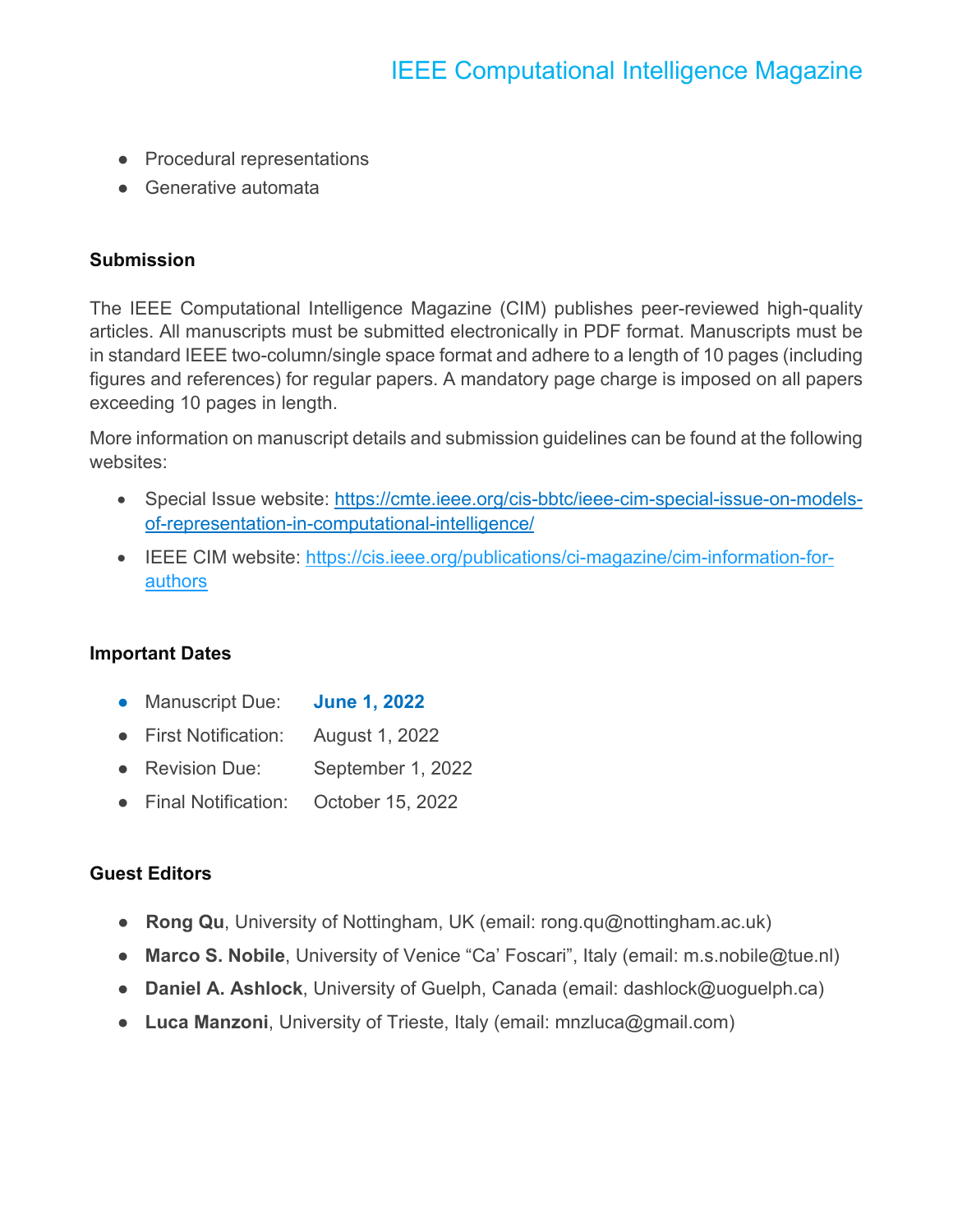- Procedural representations
- Generative automata

**Submission**

The IEEE Computational Intelligence Magazine (CIM) publishes peer-reviewed high-quality articles. All manuscripts must be submitted electronically in PDF format. Manuscripts must be in standard IEEE two-column/single space format and adhere to a length of 10 pages (including figures and references) for regular papers. A mandatory page charge is imposed on all papers exceeding 10 pages in length.

More information on manuscript details and submission guidelines can be found at the following websites:

- Special Issue website: https://cmte.ieee.org/cis-bbtc/ieee-cim-special-issue-on-models-of-representation-in-computational-intelligence/
- IEEE CIM website: https://cis.ieee.org/publications/ci-magazine/cim-information-for-authors

**Important Dates**

- Manuscript Due: **June 1, 2022**
- First Notification: August 1, 2022
- Revision Due: September 1, 2022
- Final Notification: October 15, 2022

**Guest Editors**

- **Rong Qu**, University of Nottingham, UK (email: rong.qu@nottingham.ac.uk)
- **Marco S. Nobile**, University of Venice "Ca' Foscari", Italy (email: m.s.nobile@tue.nl)
- **Daniel A. Ashlock**, University of Guelph, Canada (email: dashlock@uoguelph.ca)
- **Luca Manzoni**, University of Trieste, Italy (email: mnzluca@gmail.com)